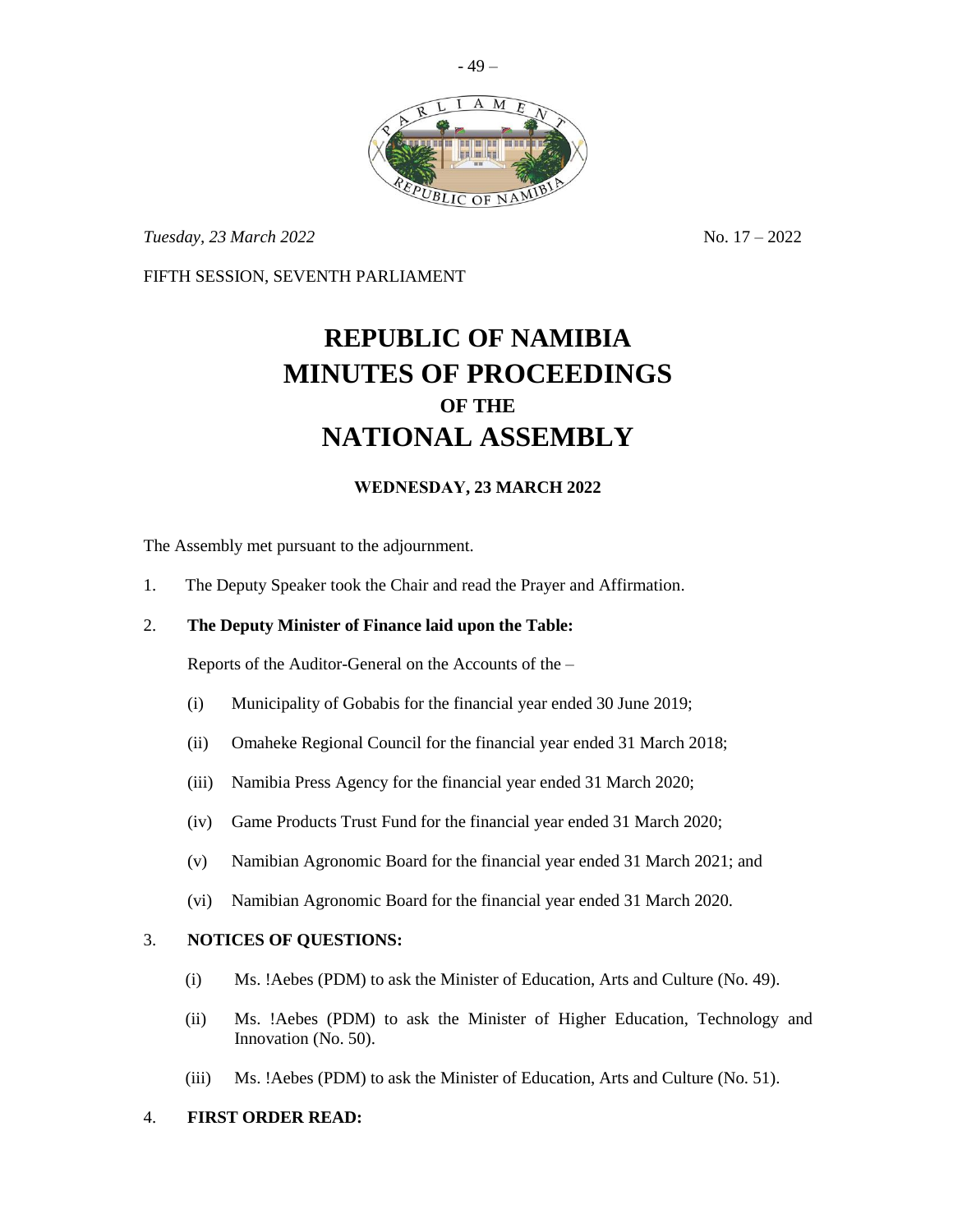*Tuesday, 23 March 2022* No. 17 – 2022

FIFTH SESSION, SEVENTH PARLIAMENT

# REPUBLIC OF NAMIBIA
# MINUTES OF PROCEEDINGS
## OF THE
# NATIONAL ASSEMBLY

### WEDNESDAY, 23 MARCH 2022

The Assembly met pursuant to the adjournment.

1. The Deputy Speaker took the Chair and read the Prayer and Affirmation.

2. **The Deputy Minister of Finance laid upon the Table:**

   Reports of the Auditor-General on the Accounts of the –

   (i) Municipality of Gobabis for the financial year ended 30 June 2019;

   (ii) Omaheke Regional Council for the financial year ended 31 March 2018;

   (iii) Namibia Press Agency for the financial year ended 31 March 2020;

   (iv) Game Products Trust Fund for the financial year ended 31 March 2020;

   (v) Namibian Agronomic Board for the financial year ended 31 March 2021; and

   (vi) Namibian Agronomic Board for the financial year ended 31 March 2020.

3. **NOTICES OF QUESTIONS:**

   (i) Ms. !Aebes (PDM) to ask the Minister of Education, Arts and Culture (No. 49).

   (ii) Ms. !Aebes (PDM) to ask the Minister of Higher Education, Technology and Innovation (No. 50).

   (iii) Ms. !Aebes (PDM) to ask the Minister of Education, Arts and Culture (No. 51).

4. **FIRST ORDER READ:**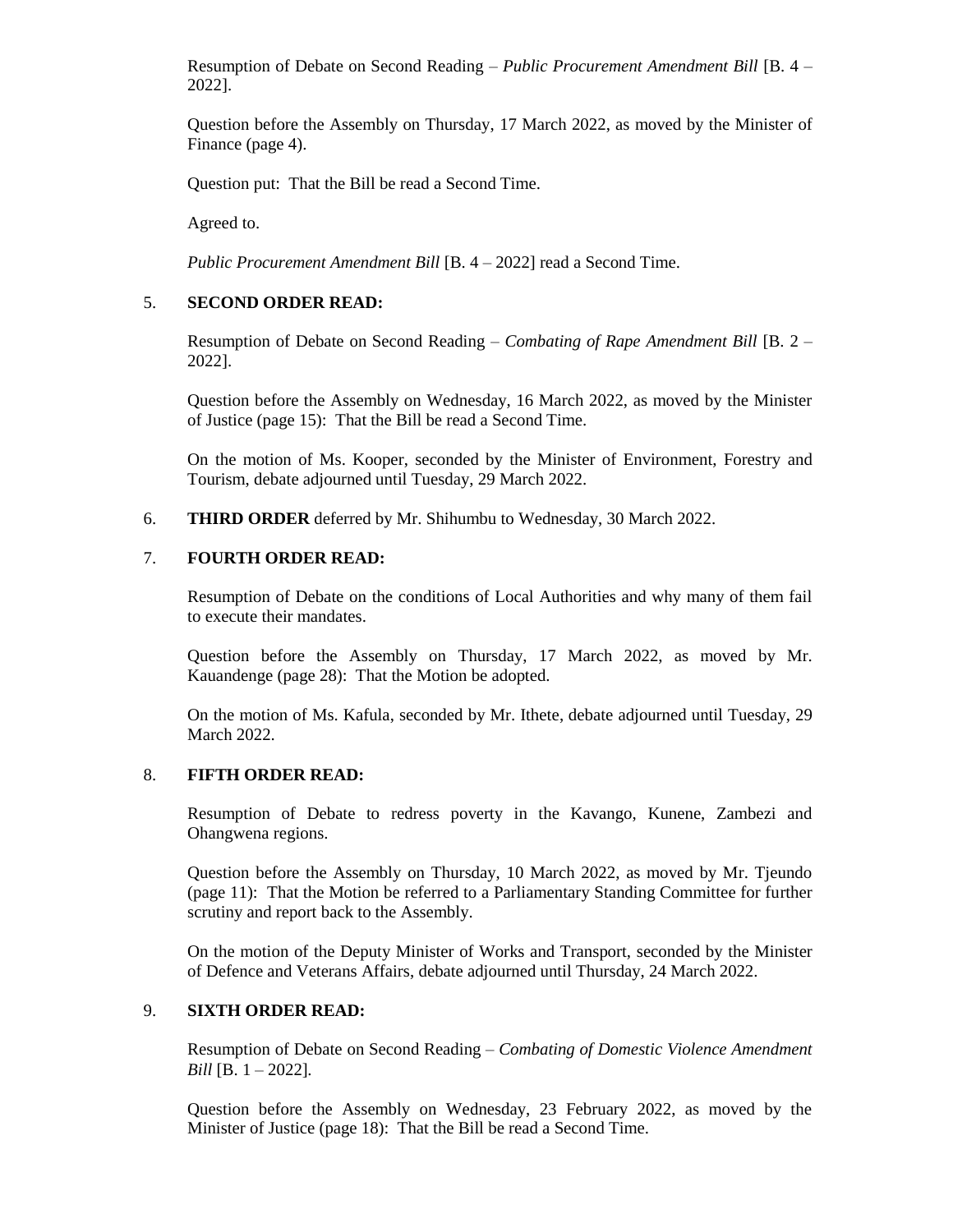Resumption of Debate on Second Reading – *Public Procurement Amendment Bill* [B. 4 – 2022].

Question before the Assembly on Thursday, 17 March 2022, as moved by the Minister of Finance (page 4).

Question put: That the Bill be read a Second Time.

Agreed to.

*Public Procurement Amendment Bill* [B. 4 – 2022] read a Second Time.

5. **SECOND ORDER READ:**

   Resumption of Debate on Second Reading – *Combating of Rape Amendment Bill* [B. 2 – 2022].

   Question before the Assembly on Wednesday, 16 March 2022, as moved by the Minister of Justice (page 15): That the Bill be read a Second Time.

   On the motion of Ms. Kooper, seconded by the Minister of Environment, Forestry and Tourism, debate adjourned until Tuesday, 29 March 2022.

6. **THIRD ORDER** deferred by Mr. Shihumbu to Wednesday, 30 March 2022.

7. **FOURTH ORDER READ:**

   Resumption of Debate on the conditions of Local Authorities and why many of them fail to execute their mandates.

   Question before the Assembly on Thursday, 17 March 2022, as moved by Mr. Kauandenge (page 28): That the Motion be adopted.

   On the motion of Ms. Kafula, seconded by Mr. Ithete, debate adjourned until Tuesday, 29 March 2022.

8. **FIFTH ORDER READ:**

   Resumption of Debate to redress poverty in the Kavango, Kunene, Zambezi and Ohangwena regions.

   Question before the Assembly on Thursday, 10 March 2022, as moved by Mr. Tjeundo (page 11): That the Motion be referred to a Parliamentary Standing Committee for further scrutiny and report back to the Assembly.

   On the motion of the Deputy Minister of Works and Transport, seconded by the Minister of Defence and Veterans Affairs, debate adjourned until Thursday, 24 March 2022.

9. **SIXTH ORDER READ:**

   Resumption of Debate on Second Reading – *Combating of Domestic Violence Amendment Bill* [B. 1 – 2022].

   Question before the Assembly on Wednesday, 23 February 2022, as moved by the Minister of Justice (page 18): That the Bill be read a Second Time.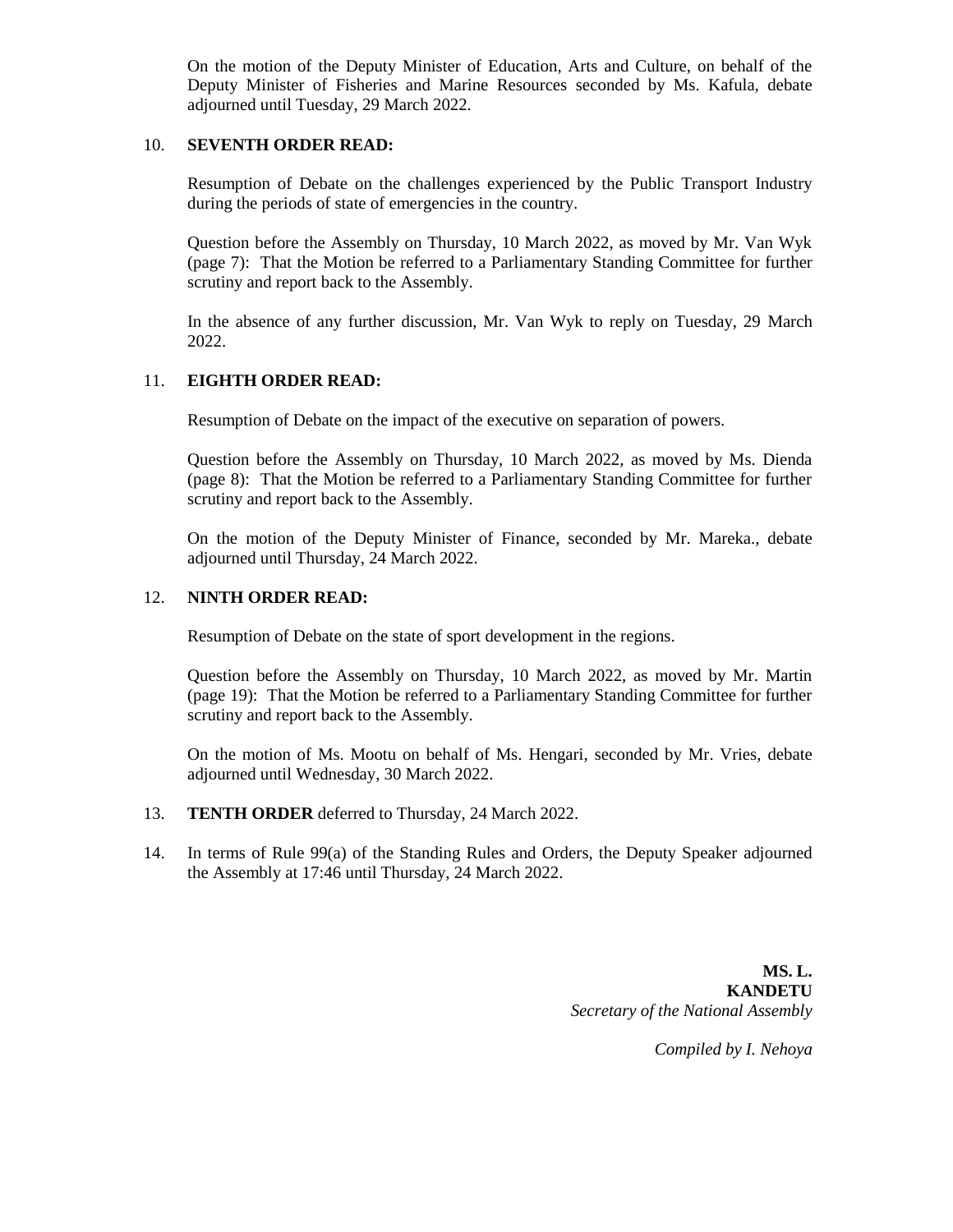On the motion of the Deputy Minister of Education, Arts and Culture, on behalf of the Deputy Minister of Fisheries and Marine Resources seconded by Ms. Kafula, debate adjourned until Tuesday, 29 March 2022.

10. **SEVENTH ORDER READ:**

    Resumption of Debate on the challenges experienced by the Public Transport Industry during the periods of state of emergencies in the country.

    Question before the Assembly on Thursday, 10 March 2022, as moved by Mr. Van Wyk (page 7): That the Motion be referred to a Parliamentary Standing Committee for further scrutiny and report back to the Assembly.

    In the absence of any further discussion, Mr. Van Wyk to reply on Tuesday, 29 March 2022.

11. **EIGHTH ORDER READ:**

    Resumption of Debate on the impact of the executive on separation of powers.

    Question before the Assembly on Thursday, 10 March 2022, as moved by Ms. Dienda (page 8): That the Motion be referred to a Parliamentary Standing Committee for further scrutiny and report back to the Assembly.

    On the motion of the Deputy Minister of Finance, seconded by Mr. Mareka., debate adjourned until Thursday, 24 March 2022.

12. **NINTH ORDER READ:**

    Resumption of Debate on the state of sport development in the regions.

    Question before the Assembly on Thursday, 10 March 2022, as moved by Mr. Martin (page 19): That the Motion be referred to a Parliamentary Standing Committee for further scrutiny and report back to the Assembly.

    On the motion of Ms. Mootu on behalf of Ms. Hengari, seconded by Mr. Vries, debate adjourned until Wednesday, 30 March 2022.

13. **TENTH ORDER** deferred to Thursday, 24 March 2022.

14. In terms of Rule 99(a) of the Standing Rules and Orders, the Deputy Speaker adjourned the Assembly at 17:46 until Thursday, 24 March 2022.

**MS. L. KANDETU**
*Secretary of the National Assembly*

*Compiled by I. Nehoya*